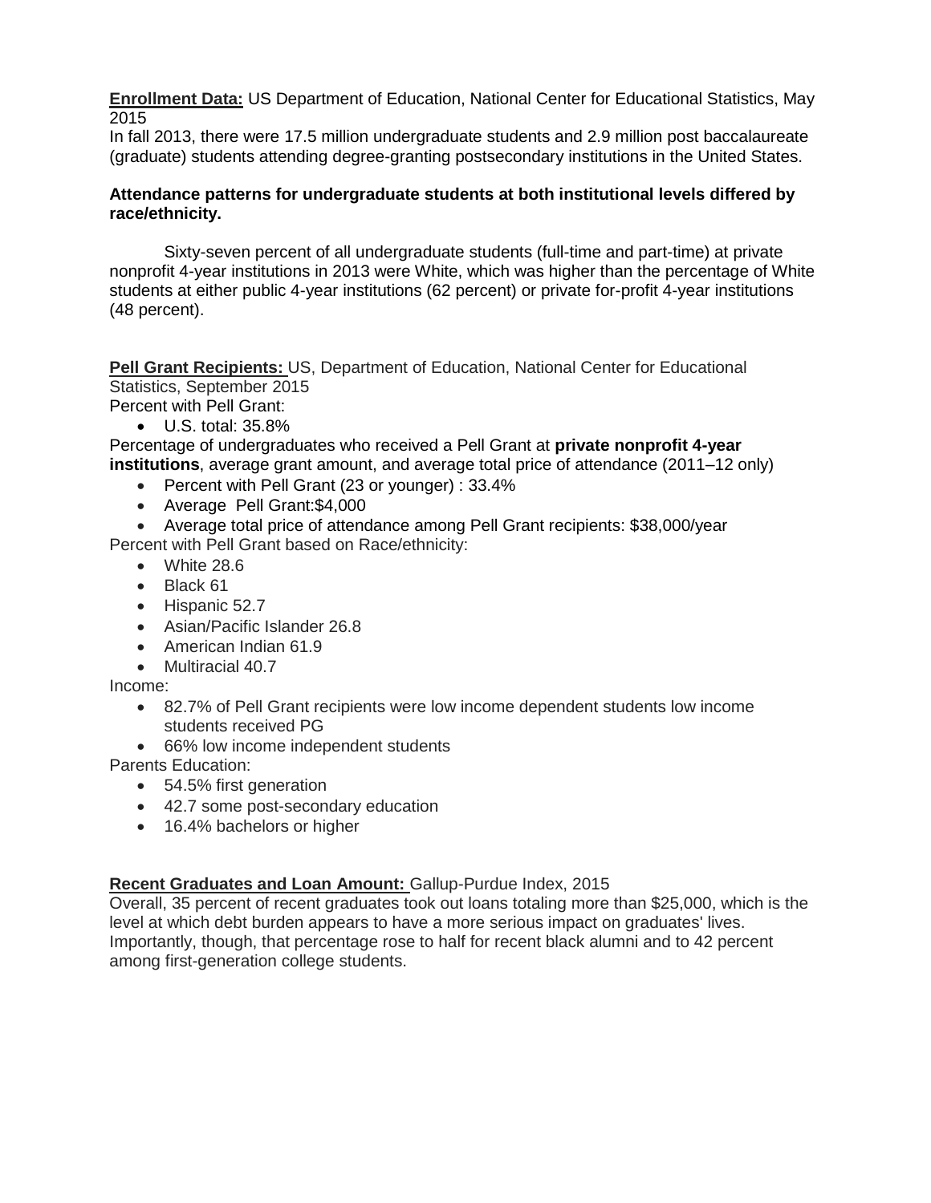**Enrollment Data:** US Department of Education, National Center for Educational Statistics, May 2015

In fall 2013, there were 17.5 million undergraduate students and 2.9 million post baccalaureate (graduate) students attending degree-granting postsecondary institutions in the United States.

**Attendance patterns for undergraduate students at both institutional levels differed by race/ethnicity.**

Sixty-seven percent of all undergraduate students (full-time and part-time) at private nonprofit 4-year institutions in 2013 were White, which was higher than the percentage of White students at either public 4-year institutions (62 percent) or private for-profit 4-year institutions (48 percent).

**Pell Grant Recipients:** US, Department of Education, National Center for Educational Statistics, September 2015

Percent with Pell Grant:

- U.S. total: 35.8%

Percentage of undergraduates who received a Pell Grant at **private nonprofit 4-year institutions**, average grant amount, and average total price of attendance (2011–12 only)

- Percent with Pell Grant (23 or younger) : 33.4%
- Average Pell Grant:$4,000
- Average total price of attendance among Pell Grant recipients: $38,000/year

Percent with Pell Grant based on Race/ethnicity:

- White 28.6
- Black 61
- Hispanic 52.7
- Asian/Pacific Islander 26.8
- American Indian 61.9
- Multiracial 40.7

Income:

- 82.7% of Pell Grant recipients were low income dependent students low income students received PG
- 66% low income independent students

Parents Education:

- 54.5% first generation
- 42.7 some post-secondary education
- 16.4% bachelors or higher

**Recent Graduates and Loan Amount:** Gallup-Purdue Index, 2015

Overall, 35 percent of recent graduates took out loans totaling more than $25,000, which is the level at which debt burden appears to have a more serious impact on graduates' lives. Importantly, though, that percentage rose to half for recent black alumni and to 42 percent among first-generation college students.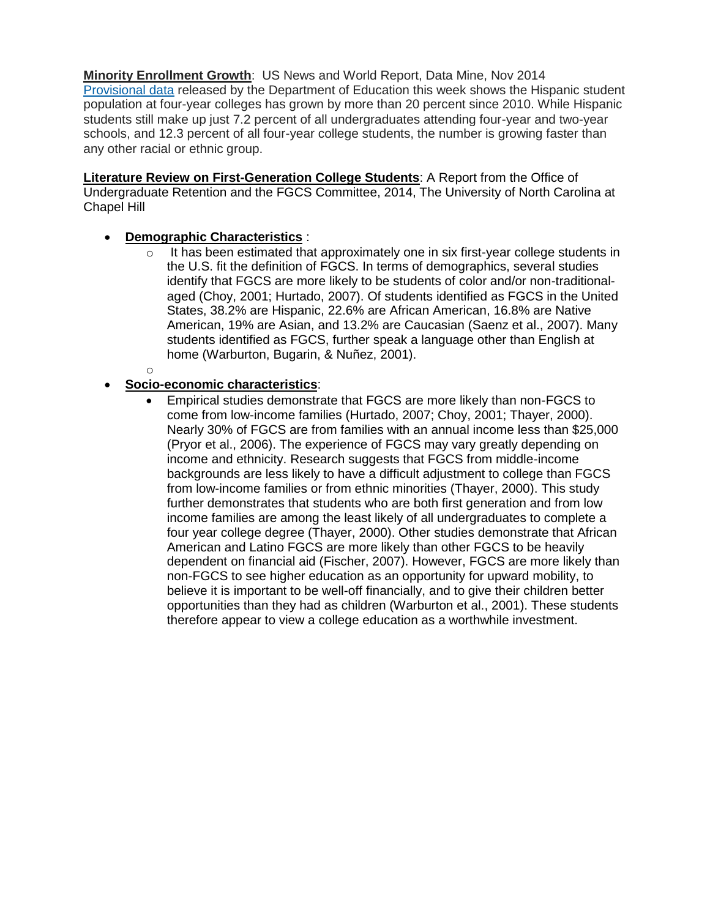**Minority Enrollment Growth**: US News and World Report, Data Mine, Nov 2014
Provisional data released by the Department of Education this week shows the Hispanic student population at four-year colleges has grown by more than 20 percent since 2010. While Hispanic students still make up just 7.2 percent of all undergraduates attending four-year and two-year schools, and 12.3 percent of all four-year college students, the number is growing faster than any other racial or ethnic group.

**Literature Review on First-Generation College Students**: A Report from the Office of Undergraduate Retention and the FGCS Committee, 2014, The University of North Carolina at Chapel Hill

- **Demographic Characteristics** :
  - It has been estimated that approximately one in six first-year college students in the U.S. fit the definition of FGCS. In terms of demographics, several studies identify that FGCS are more likely to be students of color and/or non-traditional-aged (Choy, 2001; Hurtado, 2007). Of students identified as FGCS in the United States, 38.2% are Hispanic, 22.6% are African American, 16.8% are Native American, 19% are Asian, and 13.2% are Caucasian (Saenz et al., 2007). Many students identified as FGCS, further speak a language other than English at home (Warburton, Bugarin, & Nuñez, 2001).
- **Socio-economic characteristics**:
  - Empirical studies demonstrate that FGCS are more likely than non-FGCS to come from low-income families (Hurtado, 2007; Choy, 2001; Thayer, 2000). Nearly 30% of FGCS are from families with an annual income less than $25,000 (Pryor et al., 2006). The experience of FGCS may vary greatly depending on income and ethnicity. Research suggests that FGCS from middle-income backgrounds are less likely to have a difficult adjustment to college than FGCS from low-income families or from ethnic minorities (Thayer, 2000). This study further demonstrates that students who are both first generation and from low income families are among the least likely of all undergraduates to complete a four year college degree (Thayer, 2000). Other studies demonstrate that African American and Latino FGCS are more likely than other FGCS to be heavily dependent on financial aid (Fischer, 2007). However, FGCS are more likely than non-FGCS to see higher education as an opportunity for upward mobility, to believe it is important to be well-off financially, and to give their children better opportunities than they had as children (Warburton et al., 2001). These students therefore appear to view a college education as a worthwhile investment.